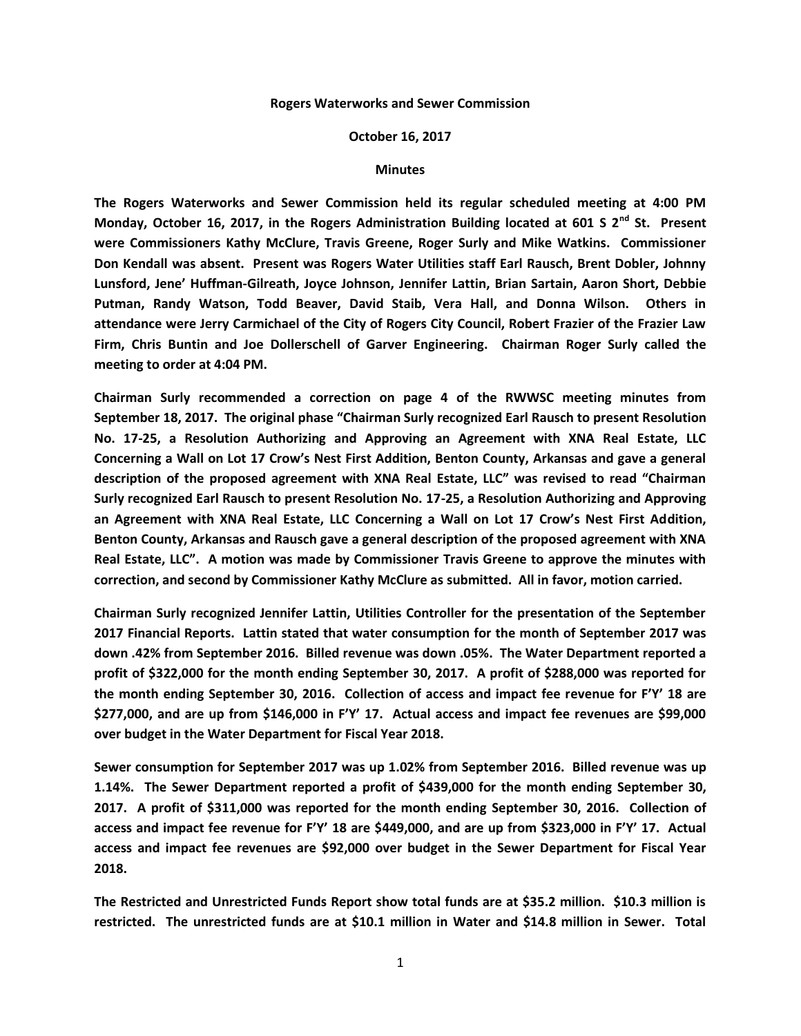**Rogers Waterworks and Sewer Commission**

**October 16, 2017**

**Minutes**

**The Rogers Waterworks and Sewer Commission held its regular scheduled meeting at 4:00 PM Monday, October 16, 2017, in the Rogers Administration Building located at 601 S 2nd St. Present were Commissioners Kathy McClure, Travis Greene, Roger Surly and Mike Watkins. Commissioner Don Kendall was absent. Present was Rogers Water Utilities staff Earl Rausch, Brent Dobler, Johnny Lunsford, Jene' Huffman-Gilreath, Joyce Johnson, Jennifer Lattin, Brian Sartain, Aaron Short, Debbie Putman, Randy Watson, Todd Beaver, David Staib, Vera Hall, and Donna Wilson. Others in attendance were Jerry Carmichael of the City of Rogers City Council, Robert Frazier of the Frazier Law Firm, Chris Buntin and Joe Dollerschell of Garver Engineering. Chairman Roger Surly called the meeting to order at 4:04 PM.**

**Chairman Surly recommended a correction on page 4 of the RWWSC meeting minutes from September 18, 2017. The original phase "Chairman Surly recognized Earl Rausch to present Resolution No. 17-25, a Resolution Authorizing and Approving an Agreement with XNA Real Estate, LLC Concerning a Wall on Lot 17 Crow's Nest First Addition, Benton County, Arkansas and gave a general description of the proposed agreement with XNA Real Estate, LLC" was revised to read "Chairman Surly recognized Earl Rausch to present Resolution No. 17-25, a Resolution Authorizing and Approving an Agreement with XNA Real Estate, LLC Concerning a Wall on Lot 17 Crow's Nest First Addition, Benton County, Arkansas and Rausch gave a general description of the proposed agreement with XNA Real Estate, LLC". A motion was made by Commissioner Travis Greene to approve the minutes with correction, and second by Commissioner Kathy McClure as submitted. All in favor, motion carried.**

**Chairman Surly recognized Jennifer Lattin, Utilities Controller for the presentation of the September 2017 Financial Reports. Lattin stated that water consumption for the month of September 2017 was down .42% from September 2016. Billed revenue was down .05%. The Water Department reported a profit of $322,000 for the month ending September 30, 2017. A profit of $288,000 was reported for the month ending September 30, 2016. Collection of access and impact fee revenue for F'Y' 18 are $277,000, and are up from $146,000 in F'Y' 17. Actual access and impact fee revenues are $99,000 over budget in the Water Department for Fiscal Year 2018.**

**Sewer consumption for September 2017 was up 1.02% from September 2016. Billed revenue was up 1.14%. The Sewer Department reported a profit of $439,000 for the month ending September 30, 2017. A profit of $311,000 was reported for the month ending September 30, 2016. Collection of access and impact fee revenue for F'Y' 18 are $449,000, and are up from $323,000 in F'Y' 17. Actual access and impact fee revenues are $92,000 over budget in the Sewer Department for Fiscal Year 2018.**

**The Restricted and Unrestricted Funds Report show total funds are at $35.2 million. $10.3 million is restricted. The unrestricted funds are at $10.1 million in Water and $14.8 million in Sewer. Total**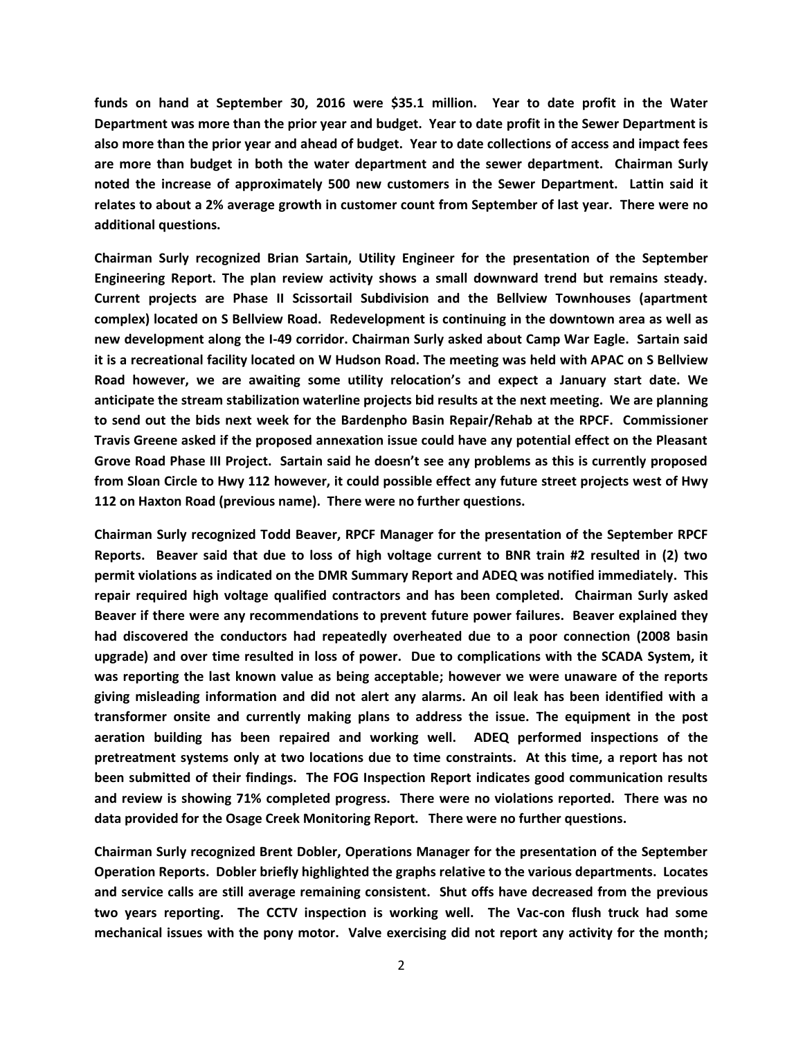**funds on hand at September 30, 2016 were $35.1 million. Year to date profit in the Water Department was more than the prior year and budget. Year to date profit in the Sewer Department is also more than the prior year and ahead of budget. Year to date collections of access and impact fees are more than budget in both the water department and the sewer department. Chairman Surly noted the increase of approximately 500 new customers in the Sewer Department. Lattin said it relates to about a 2% average growth in customer count from September of last year. There were no additional questions.**

**Chairman Surly recognized Brian Sartain, Utility Engineer for the presentation of the September Engineering Report. The plan review activity shows a small downward trend but remains steady. Current projects are Phase II Scissortail Subdivision and the Bellview Townhouses (apartment complex) located on S Bellview Road. Redevelopment is continuing in the downtown area as well as new development along the I-49 corridor. Chairman Surly asked about Camp War Eagle. Sartain said it is a recreational facility located on W Hudson Road. The meeting was held with APAC on S Bellview Road however, we are awaiting some utility relocation's and expect a January start date. We anticipate the stream stabilization waterline projects bid results at the next meeting. We are planning to send out the bids next week for the Bardenpho Basin Repair/Rehab at the RPCF. Commissioner Travis Greene asked if the proposed annexation issue could have any potential effect on the Pleasant Grove Road Phase III Project. Sartain said he doesn't see any problems as this is currently proposed from Sloan Circle to Hwy 112 however, it could possible effect any future street projects west of Hwy 112 on Haxton Road (previous name). There were no further questions.**

**Chairman Surly recognized Todd Beaver, RPCF Manager for the presentation of the September RPCF Reports. Beaver said that due to loss of high voltage current to BNR train #2 resulted in (2) two permit violations as indicated on the DMR Summary Report and ADEQ was notified immediately. This repair required high voltage qualified contractors and has been completed. Chairman Surly asked Beaver if there were any recommendations to prevent future power failures. Beaver explained they had discovered the conductors had repeatedly overheated due to a poor connection (2008 basin upgrade) and over time resulted in loss of power. Due to complications with the SCADA System, it was reporting the last known value as being acceptable; however we were unaware of the reports giving misleading information and did not alert any alarms. An oil leak has been identified with a transformer onsite and currently making plans to address the issue. The equipment in the post aeration building has been repaired and working well. ADEQ performed inspections of the pretreatment systems only at two locations due to time constraints. At this time, a report has not been submitted of their findings. The FOG Inspection Report indicates good communication results and review is showing 71% completed progress. There were no violations reported. There was no data provided for the Osage Creek Monitoring Report. There were no further questions.**

**Chairman Surly recognized Brent Dobler, Operations Manager for the presentation of the September Operation Reports. Dobler briefly highlighted the graphs relative to the various departments. Locates and service calls are still average remaining consistent. Shut offs have decreased from the previous two years reporting. The CCTV inspection is working well. The Vac-con flush truck had some mechanical issues with the pony motor. Valve exercising did not report any activity for the month;**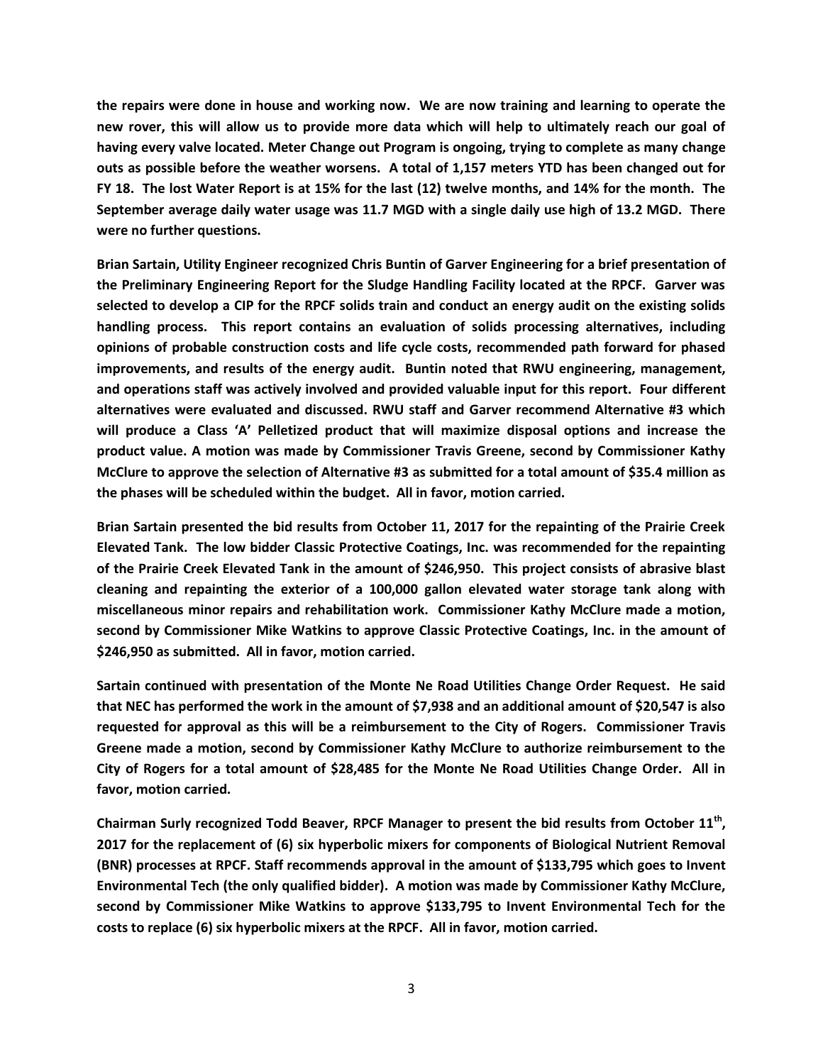**the repairs were done in house and working now. We are now training and learning to operate the new rover, this will allow us to provide more data which will help to ultimately reach our goal of having every valve located. Meter Change out Program is ongoing, trying to complete as many change outs as possible before the weather worsens. A total of 1,157 meters YTD has been changed out for FY 18. The lost Water Report is at 15% for the last (12) twelve months, and 14% for the month. The September average daily water usage was 11.7 MGD with a single daily use high of 13.2 MGD. There were no further questions.**

**Brian Sartain, Utility Engineer recognized Chris Buntin of Garver Engineering for a brief presentation of the Preliminary Engineering Report for the Sludge Handling Facility located at the RPCF. Garver was selected to develop a CIP for the RPCF solids train and conduct an energy audit on the existing solids handling process. This report contains an evaluation of solids processing alternatives, including opinions of probable construction costs and life cycle costs, recommended path forward for phased improvements, and results of the energy audit. Buntin noted that RWU engineering, management, and operations staff was actively involved and provided valuable input for this report. Four different alternatives were evaluated and discussed. RWU staff and Garver recommend Alternative #3 which will produce a Class 'A' Pelletized product that will maximize disposal options and increase the product value. A motion was made by Commissioner Travis Greene, second by Commissioner Kathy McClure to approve the selection of Alternative #3 as submitted for a total amount of $35.4 million as the phases will be scheduled within the budget. All in favor, motion carried.**

**Brian Sartain presented the bid results from October 11, 2017 for the repainting of the Prairie Creek Elevated Tank. The low bidder Classic Protective Coatings, Inc. was recommended for the repainting of the Prairie Creek Elevated Tank in the amount of $246,950. This project consists of abrasive blast cleaning and repainting the exterior of a 100,000 gallon elevated water storage tank along with miscellaneous minor repairs and rehabilitation work. Commissioner Kathy McClure made a motion, second by Commissioner Mike Watkins to approve Classic Protective Coatings, Inc. in the amount of $246,950 as submitted. All in favor, motion carried.**

**Sartain continued with presentation of the Monte Ne Road Utilities Change Order Request. He said that NEC has performed the work in the amount of $7,938 and an additional amount of $20,547 is also requested for approval as this will be a reimbursement to the City of Rogers. Commissioner Travis Greene made a motion, second by Commissioner Kathy McClure to authorize reimbursement to the City of Rogers for a total amount of $28,485 for the Monte Ne Road Utilities Change Order. All in favor, motion carried.**

**Chairman Surly recognized Todd Beaver, RPCF Manager to present the bid results from October 11th, 2017 for the replacement of (6) six hyperbolic mixers for components of Biological Nutrient Removal (BNR) processes at RPCF. Staff recommends approval in the amount of $133,795 which goes to Invent Environmental Tech (the only qualified bidder). A motion was made by Commissioner Kathy McClure, second by Commissioner Mike Watkins to approve $133,795 to Invent Environmental Tech for the costs to replace (6) six hyperbolic mixers at the RPCF. All in favor, motion carried.**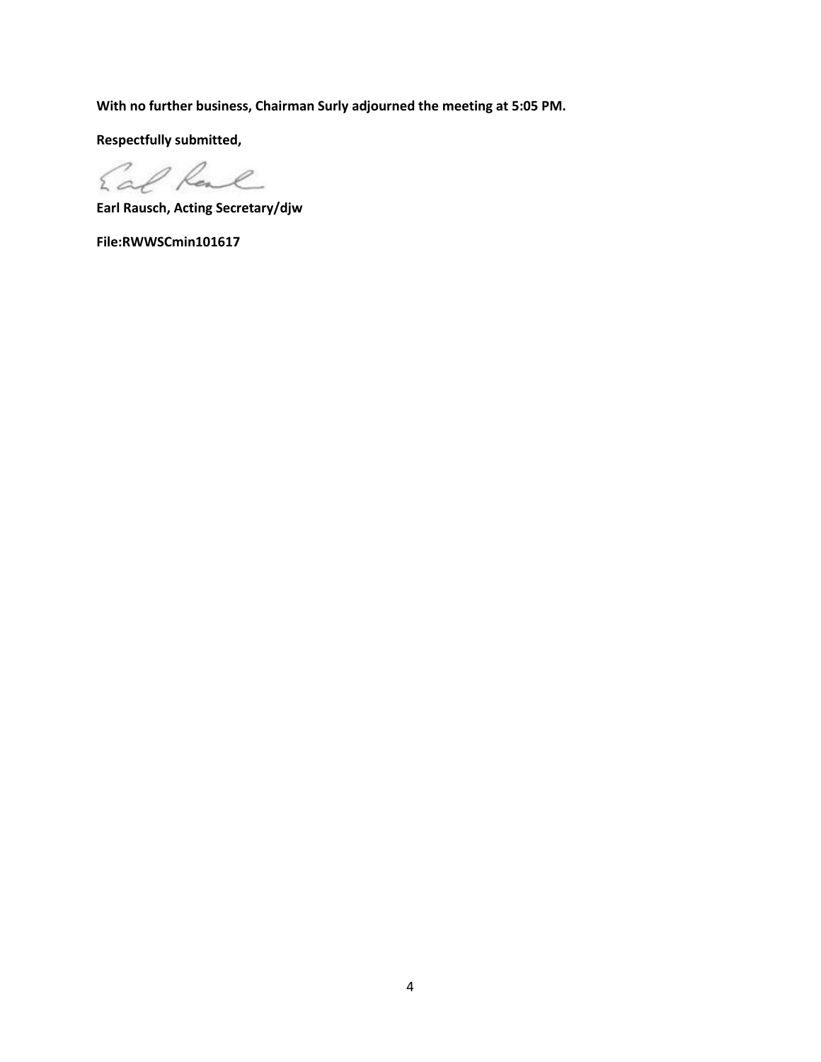**With no further business, Chairman Surly adjourned the meeting at 5:05 PM.**

**Respectfully submitted,**

**Earl Rausch, Acting Secretary/djw**

**File:RWWSCmin101617**